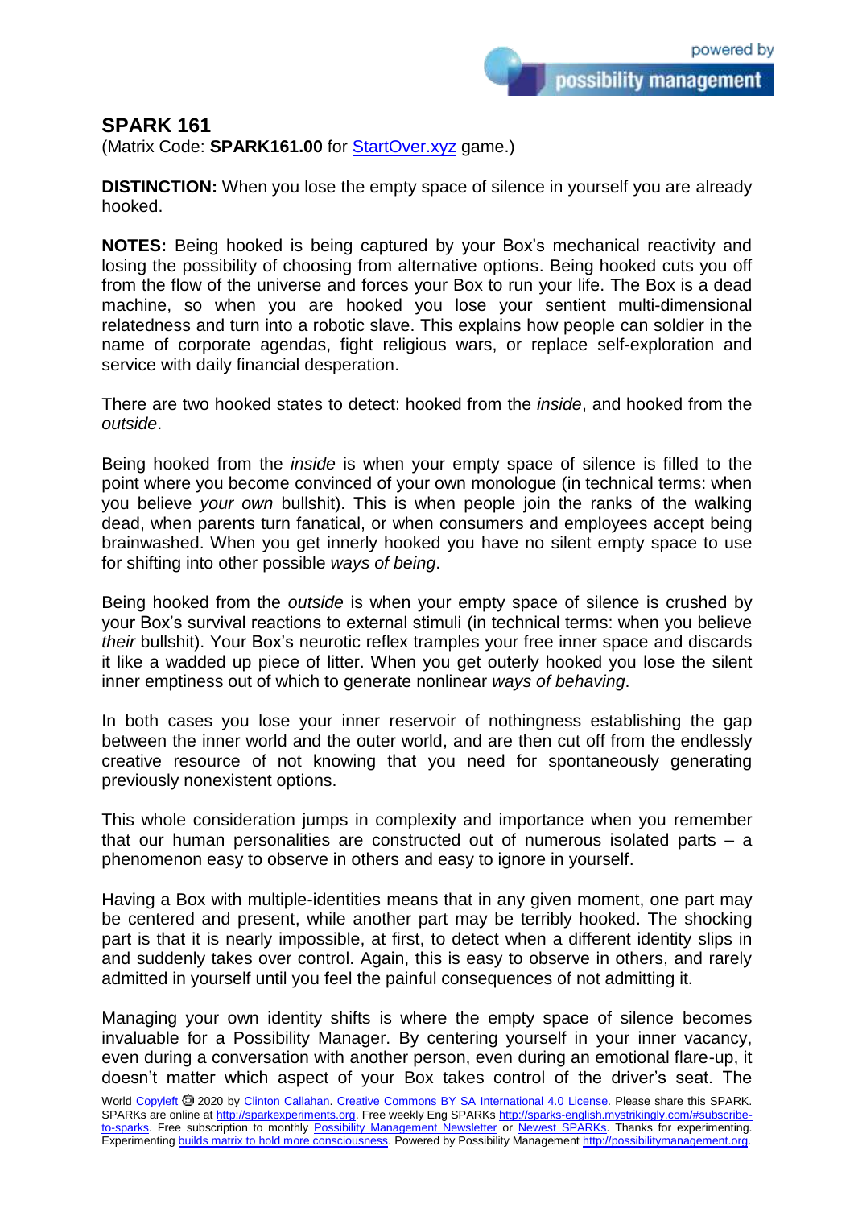# SPARK 161

(Matrix Code: **SPARK161.00** for StartOver.xyz game.)

**DISTINCTION:** When you lose the empty space of silence in yourself you are already hooked.

**NOTES:** Being hooked is being captured by your Box's mechanical reactivity and losing the possibility of choosing from alternative options. Being hooked cuts you off from the flow of the universe and forces your Box to run your life. The Box is a dead machine, so when you are hooked you lose your sentient multi-dimensional relatedness and turn into a robotic slave. This explains how people can soldier in the name of corporate agendas, fight religious wars, or replace self-exploration and service with daily financial desperation.

There are two hooked states to detect: hooked from the *inside*, and hooked from the *outside*.

Being hooked from the *inside* is when your empty space of silence is filled to the point where you become convinced of your own monologue (in technical terms: when you believe *your own* bullshit). This is when people join the ranks of the walking dead, when parents turn fanatical, or when consumers and employees accept being brainwashed. When you get innerly hooked you have no silent empty space to use for shifting into other possible *ways of being*.

Being hooked from the *outside* is when your empty space of silence is crushed by your Box's survival reactions to external stimuli (in technical terms: when you believe *their* bullshit). Your Box's neurotic reflex tramples your free inner space and discards it like a wadded up piece of litter. When you get outerly hooked you lose the silent inner emptiness out of which to generate nonlinear *ways of behaving*.

In both cases you lose your inner reservoir of nothingness establishing the gap between the inner world and the outer world, and are then cut off from the endlessly creative resource of not knowing that you need for spontaneously generating previously nonexistent options.

This whole consideration jumps in complexity and importance when you remember that our human personalities are constructed out of numerous isolated parts – a phenomenon easy to observe in others and easy to ignore in yourself.

Having a Box with multiple-identities means that in any given moment, one part may be centered and present, while another part may be terribly hooked. The shocking part is that it is nearly impossible, at first, to detect when a different identity slips in and suddenly takes over control. Again, this is easy to observe in others, and rarely admitted in yourself until you feel the painful consequences of not admitting it.

Managing your own identity shifts is where the empty space of silence becomes invaluable for a Possibility Manager. By centering yourself in your inner vacancy, even during a conversation with another person, even during an emotional flare-up, it doesn't matter which aspect of your Box takes control of the driver's seat. The

World Copyleft 🄯 2020 by Clinton Callahan. Creative Commons BY SA International 4.0 License. Please share this SPARK. SPARKs are online at http://sparkexperiments.org. Free weekly Eng SPARKs http://sparks-english.mystrikingly.com/#subscribe-to-sparks. Free subscription to monthly Possibility Management Newsletter or Newest SPARKs. Thanks for experimenting. Experimenting builds matrix to hold more consciousness. Powered by Possibility Management http://possibilitymanagement.org.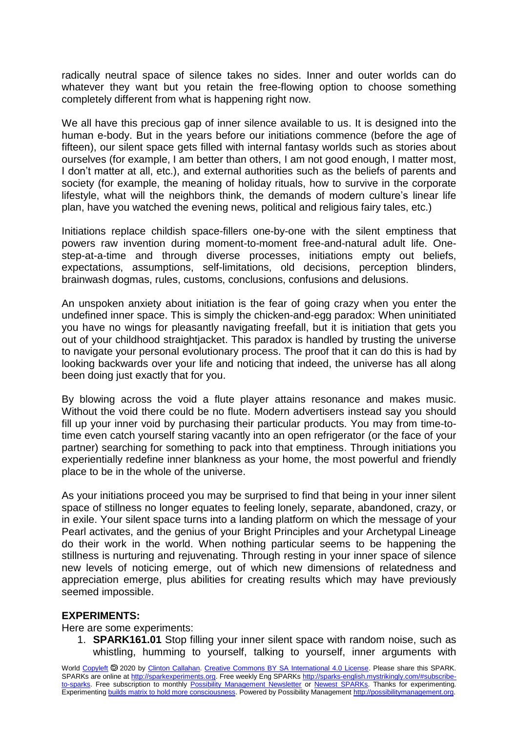radically neutral space of silence takes no sides. Inner and outer worlds can do whatever they want but you retain the free-flowing option to choose something completely different from what is happening right now.

We all have this precious gap of inner silence available to us. It is designed into the human e-body. But in the years before our initiations commence (before the age of fifteen), our silent space gets filled with internal fantasy worlds such as stories about ourselves (for example, I am better than others, I am not good enough, I matter most, I don't matter at all, etc.), and external authorities such as the beliefs of parents and society (for example, the meaning of holiday rituals, how to survive in the corporate lifestyle, what will the neighbors think, the demands of modern culture's linear life plan, have you watched the evening news, political and religious fairy tales, etc.)

Initiations replace childish space-fillers one-by-one with the silent emptiness that powers raw invention during moment-to-moment free-and-natural adult life. One-step-at-a-time and through diverse processes, initiations empty out beliefs, expectations, assumptions, self-limitations, old decisions, perception blinders, brainwash dogmas, rules, customs, conclusions, confusions and delusions.

An unspoken anxiety about initiation is the fear of going crazy when you enter the undefined inner space. This is simply the chicken-and-egg paradox: When uninitiated you have no wings for pleasantly navigating freefall, but it is initiation that gets you out of your childhood straightjacket. This paradox is handled by trusting the universe to navigate your personal evolutionary process. The proof that it can do this is had by looking backwards over your life and noticing that indeed, the universe has all along been doing just exactly that for you.

By blowing across the void a flute player attains resonance and makes music. Without the void there could be no flute. Modern advertisers instead say you should fill up your inner void by purchasing their particular products. You may from time-to-time even catch yourself staring vacantly into an open refrigerator (or the face of your partner) searching for something to pack into that emptiness. Through initiations you experientially redefine inner blankness as your home, the most powerful and friendly place to be in the whole of the universe.

As your initiations proceed you may be surprised to find that being in your inner silent space of stillness no longer equates to feeling lonely, separate, abandoned, crazy, or in exile. Your silent space turns into a landing platform on which the message of your Pearl activates, and the genius of your Bright Principles and your Archetypal Lineage do their work in the world. When nothing particular seems to be happening the stillness is nurturing and rejuvenating. Through resting in your inner space of silence new levels of noticing emerge, out of which new dimensions of relatedness and appreciation emerge, plus abilities for creating results which may have previously seemed impossible.

**EXPERIMENTS:**

Here are some experiments:

1. **SPARK161.01** Stop filling your inner silent space with random noise, such as whistling, humming to yourself, talking to yourself, inner arguments with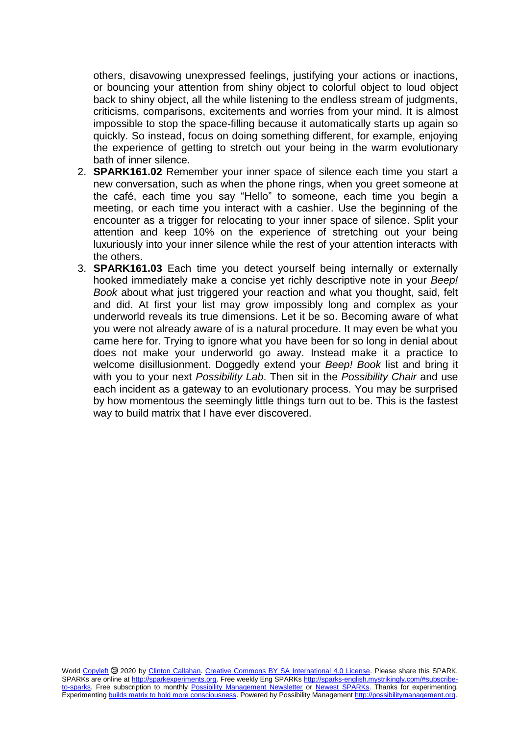others, disavowing unexpressed feelings, justifying your actions or inactions, or bouncing your attention from shiny object to colorful object to loud object back to shiny object, all the while listening to the endless stream of judgments, criticisms, comparisons, excitements and worries from your mind. It is almost impossible to stop the space-filling because it automatically starts up again so quickly. So instead, focus on doing something different, for example, enjoying the experience of getting to stretch out your being in the warm evolutionary bath of inner silence.

2. **SPARK161.02** Remember your inner space of silence each time you start a new conversation, such as when the phone rings, when you greet someone at the café, each time you say "Hello" to someone, each time you begin a meeting, or each time you interact with a cashier. Use the beginning of the encounter as a trigger for relocating to your inner space of silence. Split your attention and keep 10% on the experience of stretching out your being luxuriously into your inner silence while the rest of your attention interacts with the others.
3. **SPARK161.03** Each time you detect yourself being internally or externally hooked immediately make a concise yet richly descriptive note in your *Beep! Book* about what just triggered your reaction and what you thought, said, felt and did. At first your list may grow impossibly long and complex as your underworld reveals its true dimensions. Let it be so. Becoming aware of what you were not already aware of is a natural procedure. It may even be what you came here for. Trying to ignore what you have been for so long in denial about does not make your underworld go away. Instead make it a practice to welcome disillusionment. Doggedly extend your *Beep! Book* list and bring it with you to your next *Possibility Lab*. Then sit in the *Possibility Chair* and use each incident as a gateway to an evolutionary process. You may be surprised by how momentous the seemingly little things turn out to be. This is the fastest way to build matrix that I have ever discovered.